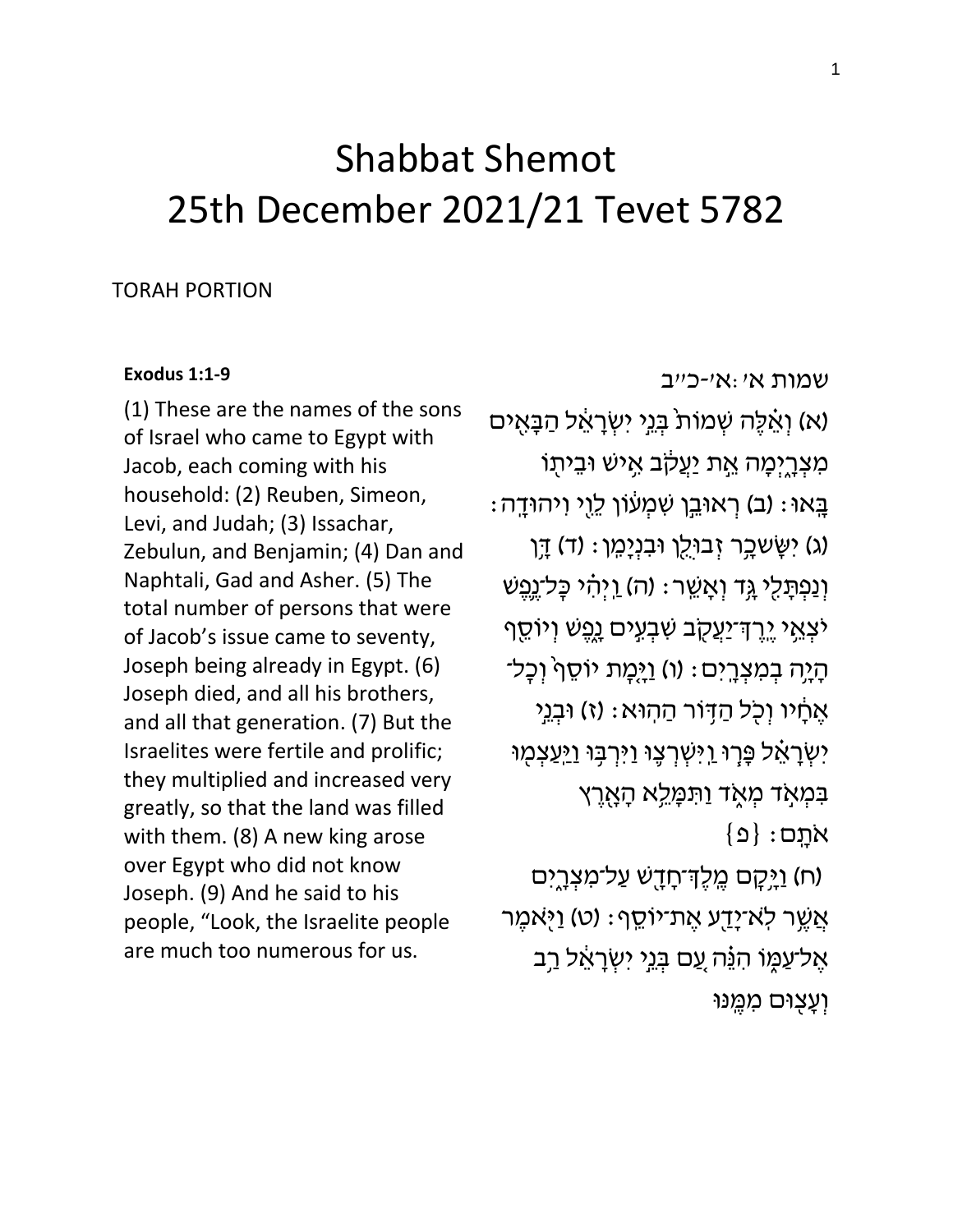# Shabbat Shemot
# 25th December 2021/21 Tevet 5782

TORAH PORTION

**Exodus 1:1-9**

(1) These are the names of the sons of Israel who came to Egypt with Jacob, each coming with his household: (2) Reuben, Simeon, Levi, and Judah; (3) Issachar, Zebulun, and Benjamin; (4) Dan and Naphtali, Gad and Asher. (5) The total number of persons that were of Jacob's issue came to seventy, Joseph being already in Egypt. (6) Joseph died, and all his brothers, and all that generation. (7) But the Israelites were fertile and prolific; they multiplied and increased very greatly, so that the land was filled with them. (8) A new king arose over Egypt who did not know Joseph. (9) And he said to his people, "Look, the Israelite people are much too numerous for us.

שמות א׳:א׳-כ״ב

(א) וְאֵ֗לֶּה שְׁמוֹת֙ בְּנֵ֣י יִשְׂרָאֵ֔ל הַבָּאִ֖ים מִצְרָ֑יְמָה אֵ֣ת יַעֲקֹ֔ב אִ֥ישׁ וּבֵית֖וֹ בָּֽאוּ׃ (ב) רְאוּבֵ֣ן שִׁמְע֔וֹן לֵוִ֖י וִיהוּדָֽה׃ (ג) יִשָּׂשכָ֥ר זְבוּלֻ֖ן וּבִנְיָמִֽן׃ (ד) דָּ֥ן וְנַפְתָּלִ֖י גָּ֥ד וְאָשֵֽׁר׃ (ה) וַֽיְהִ֗י כָּל־נֶ֛פֶשׁ יֹצְאֵ֥י יֶֽרֶךְ־יַעֲקֹ֖ב שִׁבְעִ֣ים נָ֑פֶשׁ וְיוֹסֵ֖ף הָיָ֥ה בְמִצְרָֽיִם׃ (ו) וַיָּ֤מָת יוֹסֵף֙ וְכָל־אֶחָ֔יו וְכֹ֖ל הַדּ֥וֹר הַהֽוּא׃ (ז) וּבְנֵ֣י יִשְׂרָאֵ֗ל פָּר֧וּ וַֽיִּשְׁרְצ֛וּ וַיִּרְבּ֥וּ וַיַּֽעַצְמ֖וּ בִּמְאֹ֣ד מְאֹ֑ד וַתִּמָּלֵ֥א הָאָ֖רֶץ אֹתָֽם׃ {פ}

(ח) וַיָּ֥קָם מֶֽלֶךְ־חָדָ֖שׁ עַל־מִצְרָ֑יִם אֲשֶׁ֥ר לֹֽא־יָדַ֖ע אֶת־יוֹסֵֽף׃ (ט) וַיֹּ֖אמֶר אֶל־עַמּ֑וֹ הִנֵּ֗ה עַ֚ם בְּנֵ֣י יִשְׂרָאֵ֔ל רַ֥ב וְעָצ֖וּם מִמֶּֽנּוּ׃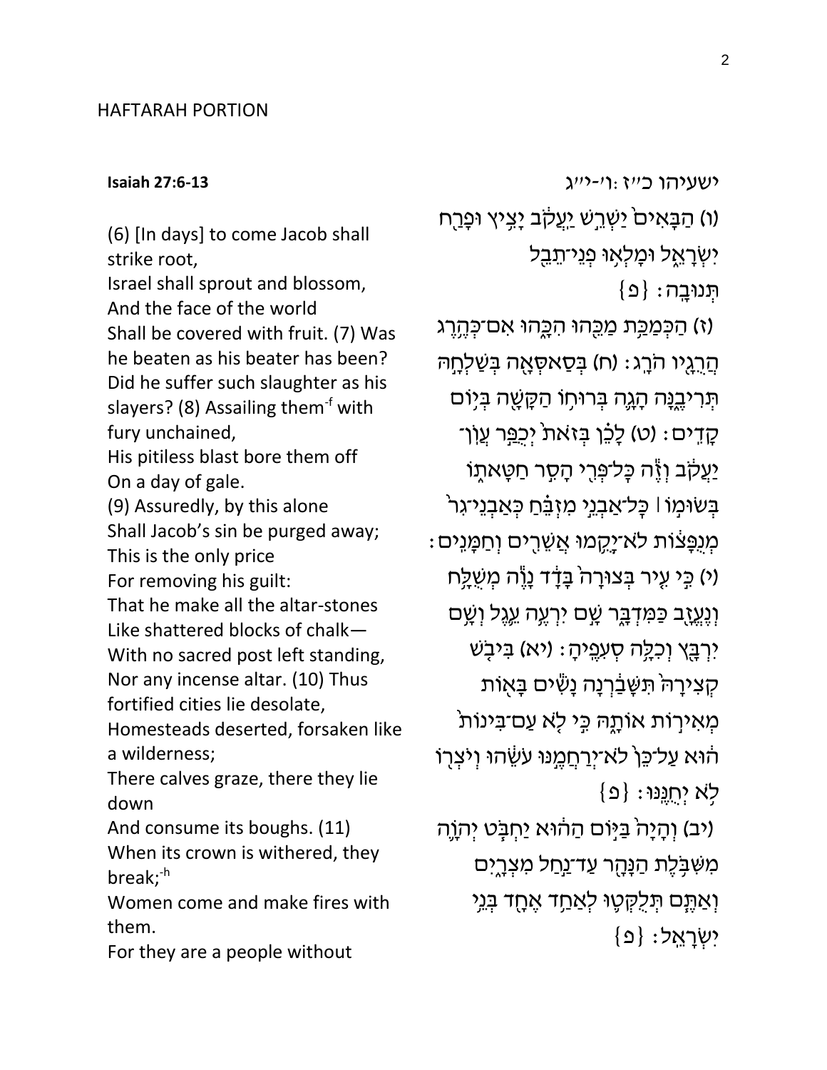## HAFTARAH PORTION

**Isaiah 27:6-13**

(6) [In days] to come Jacob shall strike root,
Israel shall sprout and blossom,
And the face of the world
Shall be covered with fruit. (7) Was he beaten as his beater has been?
Did he suffer such slaughter as his slayers? (8) Assailing them[-f] with fury unchained,
His pitiless blast bore them off
On a day of gale.
(9) Assuredly, by this alone
Shall Jacob's sin be purged away;
This is the only price
For removing his guilt:
That he make all the altar-stones
Like shattered blocks of chalk—
With no sacred post left standing,
Nor any incense altar. (10) Thus fortified cities lie desolate,
Homesteads deserted, forsaken like a wilderness;
There calves graze, there they lie down
And consume its boughs. (11)
When its crown is withered, they break;[-h]
Women come and make fires with them.
For they are a people without

ישעיהו כ״ז:ו׳-י״ג

(ו) הַבָּאִים֙ יַשְׁרֵ֣שׁ יַעֲקֹ֔ב יָצִ֥יץ וּפָרַ֖ח יִשְׂרָאֵ֑ל וּמָלְא֥וּ פְנֵי־תֵבֵ֖ל תְּנוּבָֽה׃ {פ}

(ז) הַכְּמַכַּ֥ת מַכֵּ֖הוּ הִכָּ֑הוּ אִם־כְּהֶ֥רֶג הֲרֻגָ֖יו הֹרָֽג׃ (ח) בְּסַאסְּאָ֖ה בְּשַׁלְחָ֣הּ תְּרִיבֶ֑נָּה הָגָ֛ה בְּרוּח֥וֹ הַקָּשָׁ֖ה בְּי֥וֹם קָדִֽים׃ (ט) לָכֵ֞ן בְּזֹ֣את יְכֻפַּ֣ר עֲוֺֽן־יַעֲקֹ֗ב וְזֶ֕ה כָּל־פְּרִ֖י הָסִ֣ר חַטָּאת֑וֹ בְּשׂוּמ֣וֹ ׀ כָּל־אַבְנֵ֣י מִזְבֵּ֗חַ כְּאַבְנֵי־גִר֙ מְנֻפָּצ֔וֹת לֹא־יָקֻ֥מוּ אֲשֵׁרִ֖ים וְחַמָּנִֽים׃ (י) כִּ֣י עִ֤יר בְּצוּרָה֙ בָּדָ֔ד נָוֶ֕ה מְשֻׁלָּ֥ח וְנֶעֱזָ֖ב כַּמִּדְבָּ֑ר שָׁ֣ם יִרְעֶ֥ה עֵ֛גֶל וְשָׁ֥ם יִרְבָּ֖ץ וְכִלָּ֥ה סְעִפֶֽיהָ׃ (יא) בִּיבֹ֤שׁ קְצִירָהּ֙ תִּשָּׁבַ֔רְנָה נָשִׁ֕ים בָּא֖וֹת מְאִיר֣וֹת אוֹתָ֑הּ כִּ֣י לֹ֤א עַם־בִּינוֹת֙ ה֔וּא עַל־כֵּן֙ לֹא־יְרַחֲמֶ֣נּוּ עֹשֵׂ֔הוּ וְיֹצְר֖וֹ לֹ֥א יְחֻנֶּֽנּוּ׃ {פ}

(יב) וְהָיָה֙ בַּיּ֣וֹם הַה֔וּא יַחְבֹּ֧ט יְהוָ֛ה מִשִּׁבֹּ֥לֶת הַנָּהָ֖ר עַד־נַ֣חַל מִצְרָ֑יִם וְאַתֶּ֧ם תְּלֻקְּט֛וּ לְאַחַ֥ד אֶחָ֖ד בְּנֵ֥י יִשְׂרָאֵֽל׃ {פ}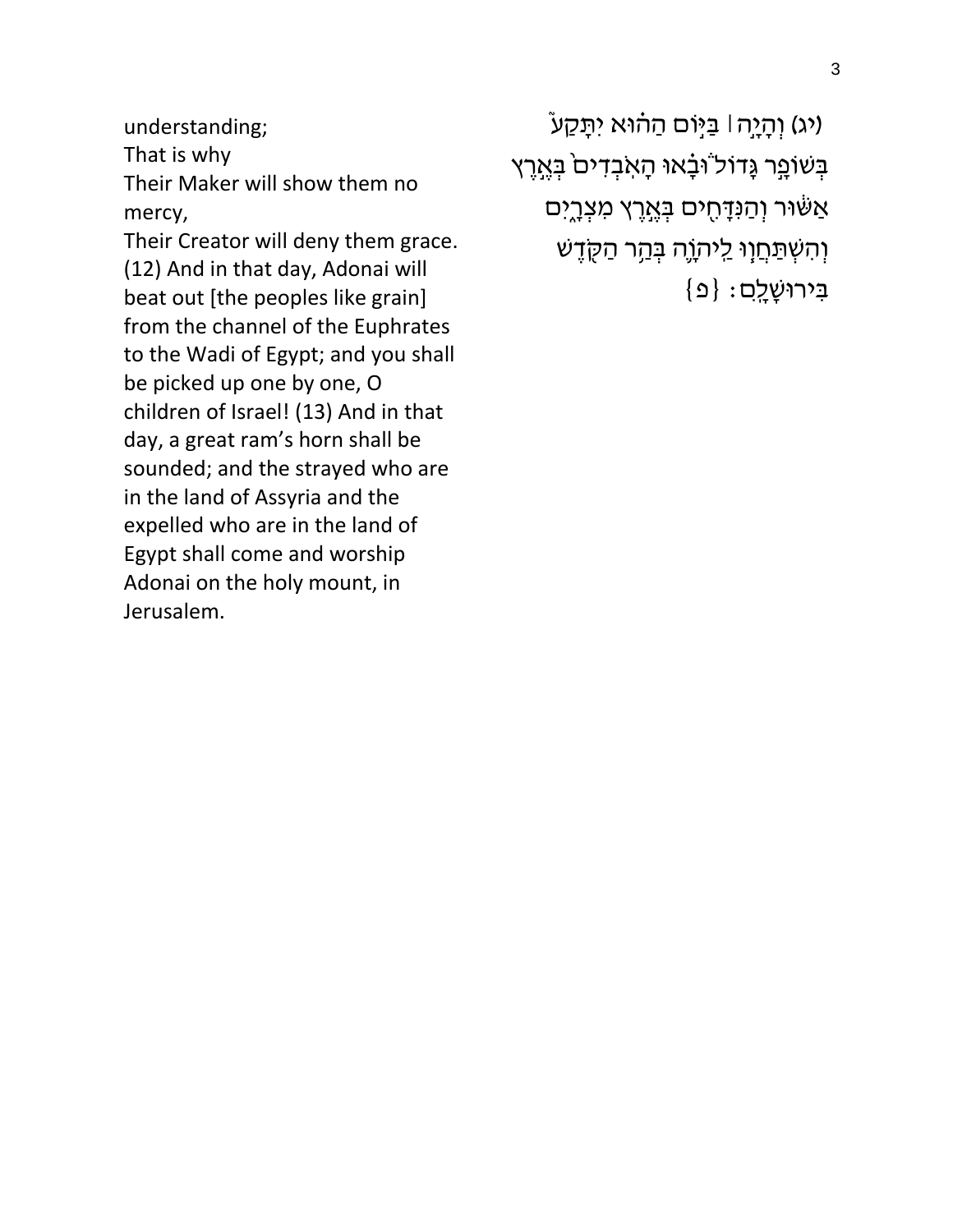understanding;
That is why
Their Maker will show them no mercy,
Their Creator will deny them grace.
(12) And in that day, Adonai will beat out [the peoples like grain] from the channel of the Euphrates to the Wadi of Egypt; and you shall be picked up one by one, O children of Israel! (13) And in that day, a great ram's horn shall be sounded; and the strayed who are in the land of Assyria and the expelled who are in the land of Egypt shall come and worship Adonai on the holy mount, in Jerusalem.

(יג) וְהָיָה ׀ בַּיּוֹם הַהוּא יִתָּקַע֮ בְּשׁוֹפָר גָּדוֹל֒ וּבָאוּ הָאֹבְדִים֙ בְּאֶרֶץ אַשּׁוּר וְהַנִּדָּחִים בְּאֶרֶץ מִצְרָיִם וְהִשְׁתַּחֲווּ לַיהוָה בְּהַר הַקֹּדֶשׁ בִּירוּשָׁלִָם׃ {פ}